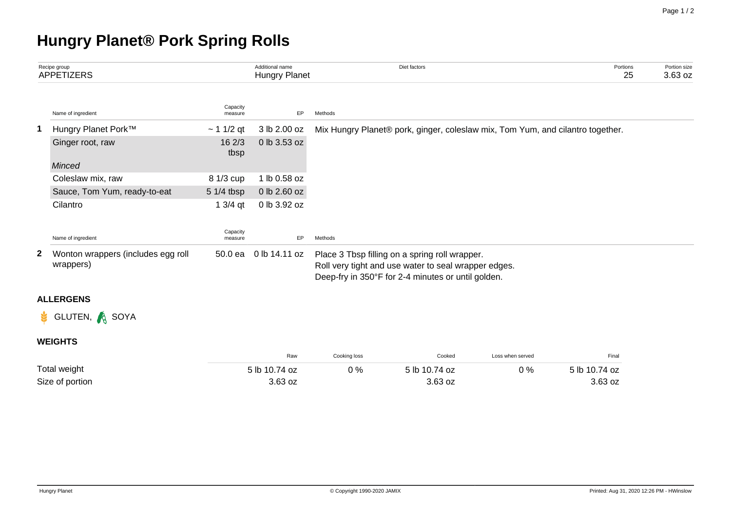# Hungry Planet® Pork Spring Rolls

| Recipe group | Additional name | Diet factors | Portions | Portion size |
|---|---|---|---|---|
| APPETIZERS | Hungry Planet | | 25 | 3.63 oz |

| | Name of ingredient | Capacity measure | EP | Methods |
|---|---|---|---|---|
| 1 | Hungry Planet Pork™ | ~ 1 1/2 qt | 3 lb 2.00 oz | Mix Hungry Planet® pork, ginger, coleslaw mix, Tom Yum, and cilantro together. |
| | Ginger root, raw<br>*Minced* | 16 2/3 tbsp | 0 lb 3.53 oz | |
| | Coleslaw mix, raw | 8 1/3 cup | 1 lb 0.58 oz | |
| | Sauce, Tom Yum, ready-to-eat | 5 1/4 tbsp | 0 lb 2.60 oz | |
| | Cilantro | 1 3/4 qt | 0 lb 3.92 oz | |

| | Name of ingredient | Capacity measure | EP | Methods |
|---|---|---|---|---|
| 2 | Wonton wrappers (includes egg roll wrappers) | 50.0 ea | 0 lb 14.11 oz | Place 3 Tbsp filling on a spring roll wrapper.<br>Roll very tight and use water to seal wrapper edges.<br>Deep-fry in 350°F for 2-4 minutes or until golden. |

## ALLERGENS

GLUTEN, SOYA

## WEIGHTS

| | Raw | Cooking loss | Cooked | Loss when served | Final |
|---|---|---|---|---|---|
| Total weight | 5 lb 10.74 oz | 0 % | 5 lb 10.74 oz | 0 % | 5 lb 10.74 oz |
| Size of portion | 3.63 oz | | 3.63 oz | | 3.63 oz |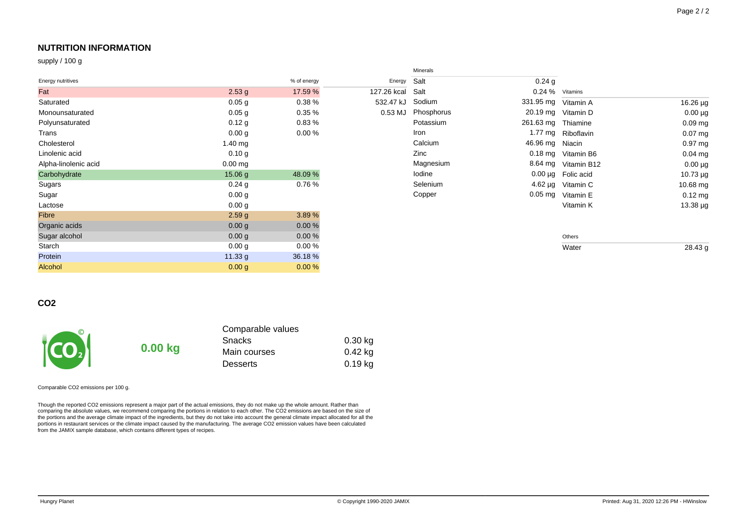## NUTRITION INFORMATION

supply / 100 g

| Energy nutritives | | % of energy |
|---|---|---|
| Fat | 2.53 g | 17.59 % |
| Saturated | 0.05 g | 0.38 % |
| Monounsaturated | 0.05 g | 0.35 % |
| Polyunsaturated | 0.12 g | 0.83 % |
| Trans | 0.00 g | 0.00 % |
| Cholesterol | 1.40 mg | |
| Linolenic acid | 0.10 g | |
| Alpha-linolenic acid | 0.00 mg | |
| Carbohydrate | 15.06 g | 48.09 % |
| Sugars | 0.24 g | 0.76 % |
| Sugar | 0.00 g | |
| Lactose | 0.00 g | |
| Fibre | 2.59 g | 3.89 % |
| Organic acids | 0.00 g | 0.00 % |
| Sugar alcohol | 0.00 g | 0.00 % |
| Starch | 0.00 g | 0.00 % |
| Protein | 11.33 g | 36.18 % |
| Alcohol | 0.00 g | 0.00 % |

| Energy |
|---|
| 127.26 kcal |
| 532.47 kJ |
| 0.53 MJ |

| Minerals | |
|---|---|
| Salt | 0.24 g |
| Salt | 0.24 % |
| Sodium | 331.95 mg |
| Phosphorus | 20.19 mg |
| Potassium | 261.63 mg |
| Iron | 1.77 mg |
| Calcium | 46.96 mg |
| Zinc | 0.18 mg |
| Magnesium | 8.64 mg |
| Iodine | 0.00 µg |
| Selenium | 4.62 µg |
| Copper | 0.05 mg |

| Vitamins | |
|---|---|
| Vitamin A | 16.26 µg |
| Vitamin D | 0.00 µg |
| Thiamine | 0.09 mg |
| Riboflavin | 0.07 mg |
| Niacin | 0.97 mg |
| Vitamin B6 | 0.04 mg |
| Vitamin B12 | 0.00 µg |
| Folic acid | 10.73 µg |
| Vitamin C | 10.68 mg |
| Vitamin E | 0.12 mg |
| Vitamin K | 13.38 µg |

| Others | |
|---|---|
| Water | 28.43 g |

## CO2

$CO_2$ ©

**0.00 kg**

| Comparable values | |
|---|---|
| Snacks | 0.30 kg |
| Main courses | 0.42 kg |
| Desserts | 0.19 kg |

Comparable CO2 emissions per 100 g.

Though the reported CO2 emissions represent a major part of the actual emissions, they do not make up the whole amount. Rather than comparing the absolute values, we recommend comparing the portions in relation to each other. The CO2 emissions are based on the size of the portions and the average climate impact of the ingredients, but they do not take into account the general climate impact allocated for all the portions in restaurant services or the climate impact caused by the manufacturing. The average CO2 emission values have been calculated from the JAMIX sample database, which contains different types of recipes.

Hungry Planet | © Copyright 1990-2020 JAMIX | Printed: Aug 31, 2020 12:26 PM - HWinslow